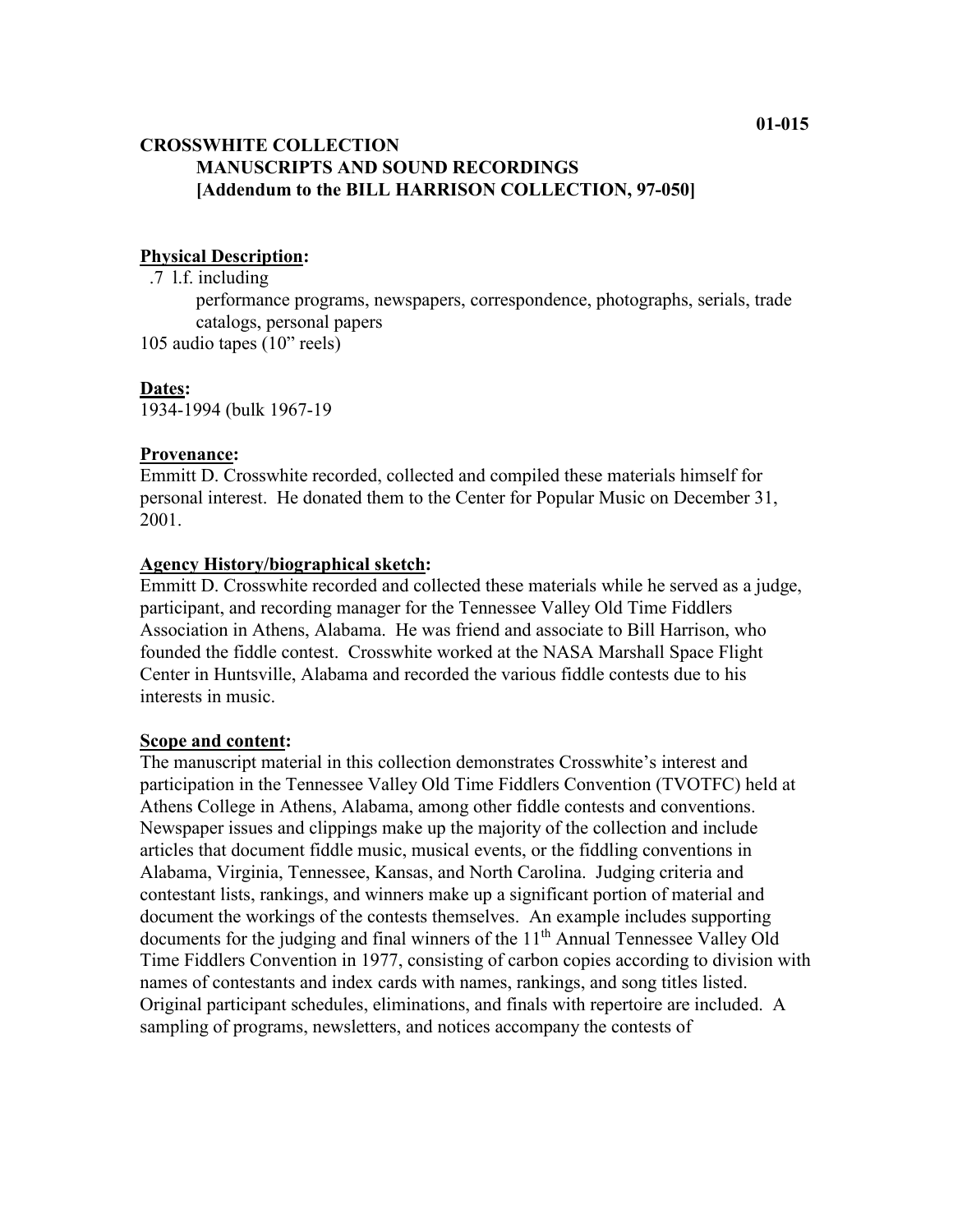01-015

**CROSSWHITE COLLECTION**
**MANUSCRIPTS AND SOUND RECORDINGS**
**[Addendum to the BILL HARRISON COLLECTION, 97-050]**

**Physical Description:**

.7 l.f. including
performance programs, newspapers, correspondence, photographs, serials, trade catalogs, personal papers

105 audio tapes (10" reels)

**Dates:**

1934-1994 (bulk 1967-19

**Provenance:**

Emmitt D. Crosswhite recorded, collected and compiled these materials himself for personal interest. He donated them to the Center for Popular Music on December 31, 2001.

**Agency History/biographical sketch:**

Emmitt D. Crosswhite recorded and collected these materials while he served as a judge, participant, and recording manager for the Tennessee Valley Old Time Fiddlers Association in Athens, Alabama. He was friend and associate to Bill Harrison, who founded the fiddle contest. Crosswhite worked at the NASA Marshall Space Flight Center in Huntsville, Alabama and recorded the various fiddle contests due to his interests in music.

**Scope and content:**

The manuscript material in this collection demonstrates Crosswhite's interest and participation in the Tennessee Valley Old Time Fiddlers Convention (TVOTFC) held at Athens College in Athens, Alabama, among other fiddle contests and conventions. Newspaper issues and clippings make up the majority of the collection and include articles that document fiddle music, musical events, or the fiddling conventions in Alabama, Virginia, Tennessee, Kansas, and North Carolina. Judging criteria and contestant lists, rankings, and winners make up a significant portion of material and document the workings of the contests themselves. An example includes supporting documents for the judging and final winners of the 11th Annual Tennessee Valley Old Time Fiddlers Convention in 1977, consisting of carbon copies according to division with names of contestants and index cards with names, rankings, and song titles listed. Original participant schedules, eliminations, and finals with repertoire are included. A sampling of programs, newsletters, and notices accompany the contests of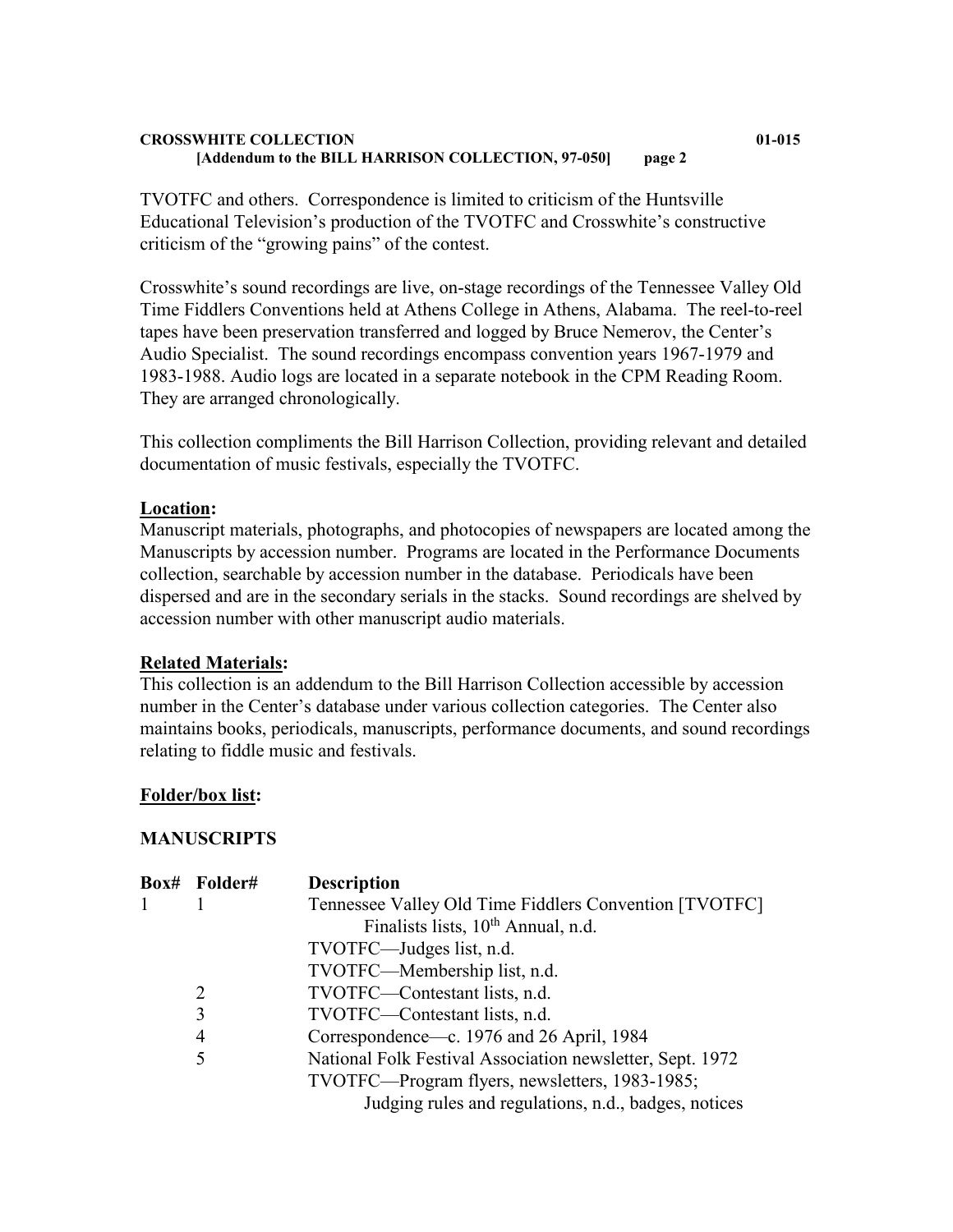TVOTFC and others. Correspondence is limited to criticism of the Huntsville Educational Television's production of the TVOTFC and Crosswhite's constructive criticism of the "growing pains" of the contest.

Crosswhite's sound recordings are live, on-stage recordings of the Tennessee Valley Old Time Fiddlers Conventions held at Athens College in Athens, Alabama. The reel-to-reel tapes have been preservation transferred and logged by Bruce Nemerov, the Center's Audio Specialist. The sound recordings encompass convention years 1967-1979 and 1983-1988. Audio logs are located in a separate notebook in the CPM Reading Room. They are arranged chronologically.

This collection compliments the Bill Harrison Collection, providing relevant and detailed documentation of music festivals, especially the TVOTFC.

**Location:**
Manuscript materials, photographs, and photocopies of newspapers are located among the Manuscripts by accession number. Programs are located in the Performance Documents collection, searchable by accession number in the database. Periodicals have been dispersed and are in the secondary serials in the stacks. Sound recordings are shelved by accession number with other manuscript audio materials.

**Related Materials:**
This collection is an addendum to the Bill Harrison Collection accessible by accession number in the Center's database under various collection categories. The Center also maintains books, periodicals, manuscripts, performance documents, and sound recordings relating to fiddle music and festivals.

**Folder/box list:**

## MANUSCRIPTS

| Box# | Folder# | Description |
|---|---|---|
| 1 | 1 | Tennessee Valley Old Time Fiddlers Convention [TVOTFC] Finalists lists, 10th Annual, n.d. |
| | | TVOTFC—Judges list, n.d. |
| | | TVOTFC—Membership list, n.d. |
| | 2 | TVOTFC—Contestant lists, n.d. |
| | 3 | TVOTFC—Contestant lists, n.d. |
| | 4 | Correspondence—c. 1976 and 26 April, 1984 |
| | 5 | National Folk Festival Association newsletter, Sept. 1972 |
| | | TVOTFC—Program flyers, newsletters, 1983-1985; Judging rules and regulations, n.d., badges, notices |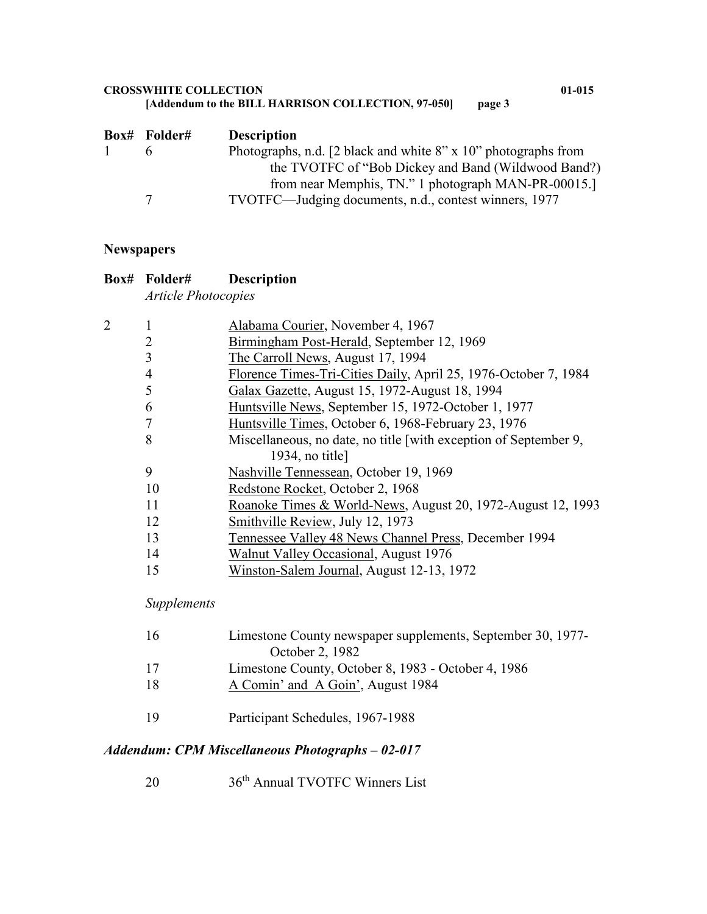| Box# | Folder# | Description |
|---|---|---|
| 1 | 6 | Photographs, n.d. [2 black and white 8" x 10" photographs from the TVOTFC of "Bob Dickey and Band (Wildwood Band?) from near Memphis, TN." 1 photograph MAN-PR-00015.] |
| | 7 | TVOTFC—Judging documents, n.d., contest winners, 1977 |

## Newspapers

| Box# | Folder# | Description |
|---|---|---|
| | *Article Photocopies* | |
| 2 | 1 | Alabama Courier, November 4, 1967 |
| | 2 | Birmingham Post-Herald, September 12, 1969 |
| | 3 | The Carroll News, August 17, 1994 |
| | 4 | Florence Times-Tri-Cities Daily, April 25, 1976-October 7, 1984 |
| | 5 | Galax Gazette, August 15, 1972-August 18, 1994 |
| | 6 | Huntsville News, September 15, 1972-October 1, 1977 |
| | 7 | Huntsville Times, October 6, 1968-February 23, 1976 |
| | 8 | Miscellaneous, no date, no title [with exception of September 9, 1934, no title] |
| | 9 | Nashville Tennessean, October 19, 1969 |
| | 10 | Redstone Rocket, October 2, 1968 |
| | 11 | Roanoke Times & World-News, August 20, 1972-August 12, 1993 |
| | 12 | Smithville Review, July 12, 1973 |
| | 13 | Tennessee Valley 48 News Channel Press, December 1994 |
| | 14 | Walnut Valley Occasional, August 1976 |
| | 15 | Winston-Salem Journal, August 12-13, 1972 |
| | *Supplements* | |
| | 16 | Limestone County newspaper supplements, September 30, 1977-October 2, 1982 |
| | 17 | Limestone County, October 8, 1983 - October 4, 1986 |
| | 18 | A Comin' and A Goin', August 1984 |
| | 19 | Participant Schedules, 1967-1988 |

### *Addendum: CPM Miscellaneous Photographs – 02-017*

| Box# | Folder# | Description |
|---|---|---|
| | 20 | 36th Annual TVOTFC Winners List |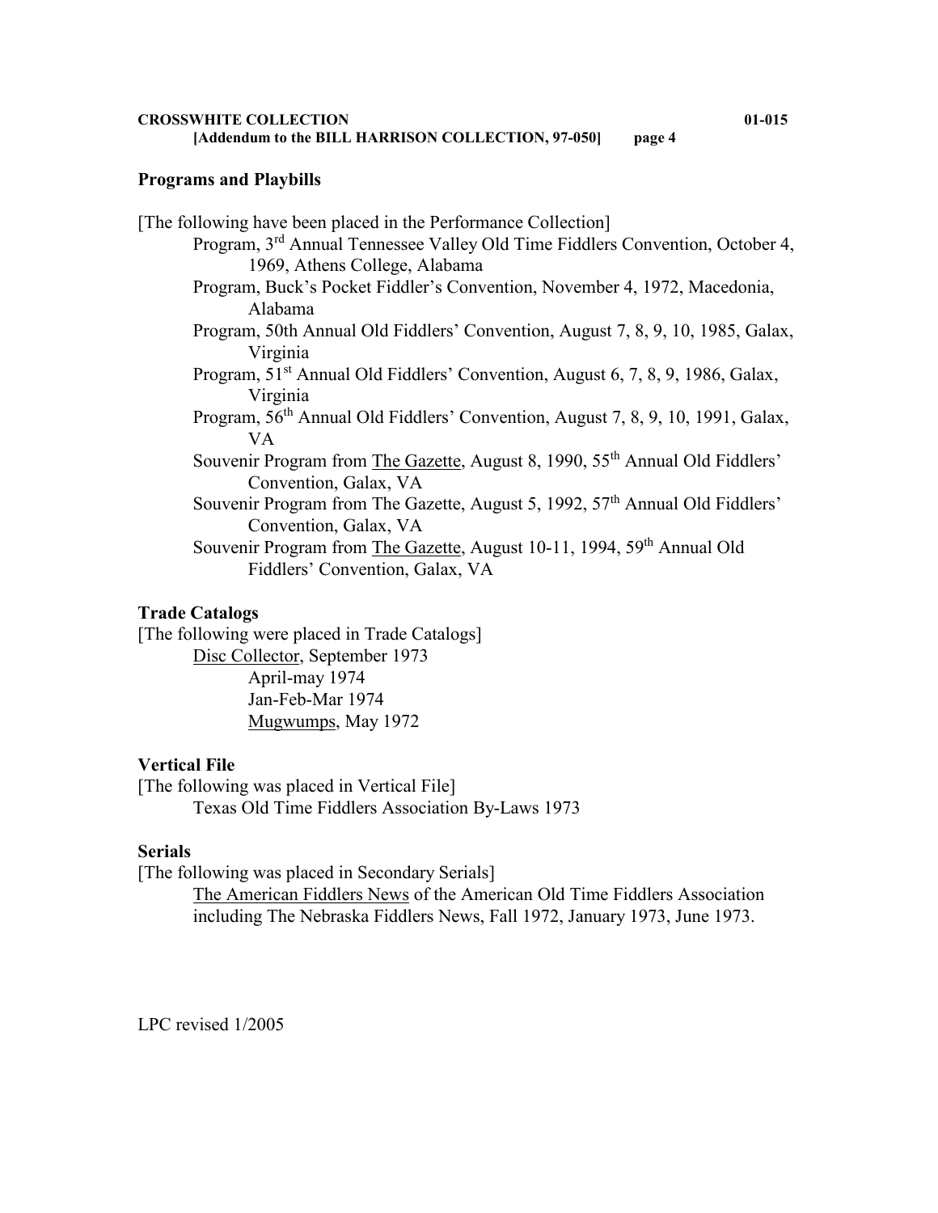**CROSSWHITE COLLECTION** **01-015**
**[Addendum to the BILL HARRISON COLLECTION, 97-050]**

## Programs and Playbills

[The following have been placed in the Performance Collection]

- Program, 3rd Annual Tennessee Valley Old Time Fiddlers Convention, October 4, 1969, Athens College, Alabama
- Program, Buck's Pocket Fiddler's Convention, November 4, 1972, Macedonia, Alabama
- Program, 50th Annual Old Fiddlers' Convention, August 7, 8, 9, 10, 1985, Galax, Virginia
- Program, 51st Annual Old Fiddlers' Convention, August 6, 7, 8, 9, 1986, Galax, Virginia
- Program, 56th Annual Old Fiddlers' Convention, August 7, 8, 9, 10, 1991, Galax, VA
- Souvenir Program from The Gazette, August 8, 1990, 55th Annual Old Fiddlers' Convention, Galax, VA
- Souvenir Program from The Gazette, August 5, 1992, 57th Annual Old Fiddlers' Convention, Galax, VA
- Souvenir Program from The Gazette, August 10-11, 1994, 59th Annual Old Fiddlers' Convention, Galax, VA

## Trade Catalogs

[The following were placed in Trade Catalogs]

- Disc Collector, September 1973
  - April-may 1974
  - Jan-Feb-Mar 1974
  - Mugwumps, May 1972

## Vertical File

[The following was placed in Vertical File]

- Texas Old Time Fiddlers Association By-Laws 1973

## Serials

[The following was placed in Secondary Serials]

- The American Fiddlers News of the American Old Time Fiddlers Association including The Nebraska Fiddlers News, Fall 1972, January 1973, June 1973.

LPC revised 1/2005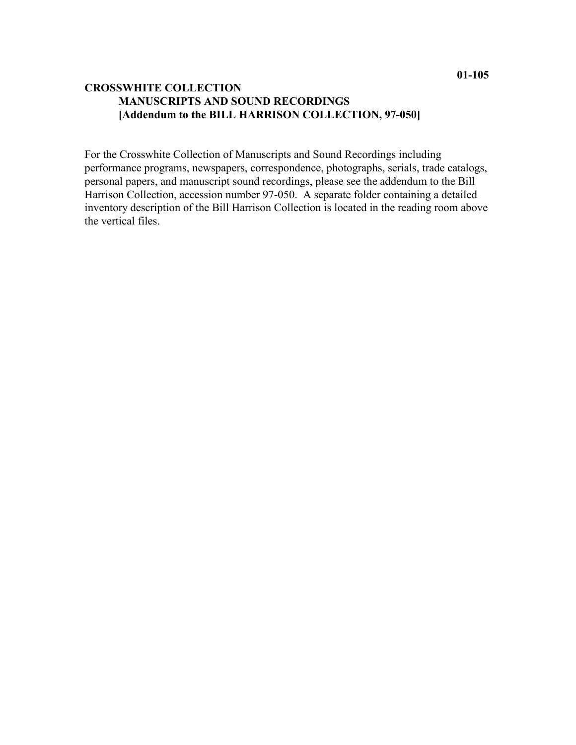**01-105**

**CROSSWHITE COLLECTION**
**MANUSCRIPTS AND SOUND RECORDINGS**
**[Addendum to the BILL HARRISON COLLECTION, 97-050]**

For the Crosswhite Collection of Manuscripts and Sound Recordings including performance programs, newspapers, correspondence, photographs, serials, trade catalogs, personal papers, and manuscript sound recordings, please see the addendum to the Bill Harrison Collection, accession number 97-050. A separate folder containing a detailed inventory description of the Bill Harrison Collection is located in the reading room above the vertical files.